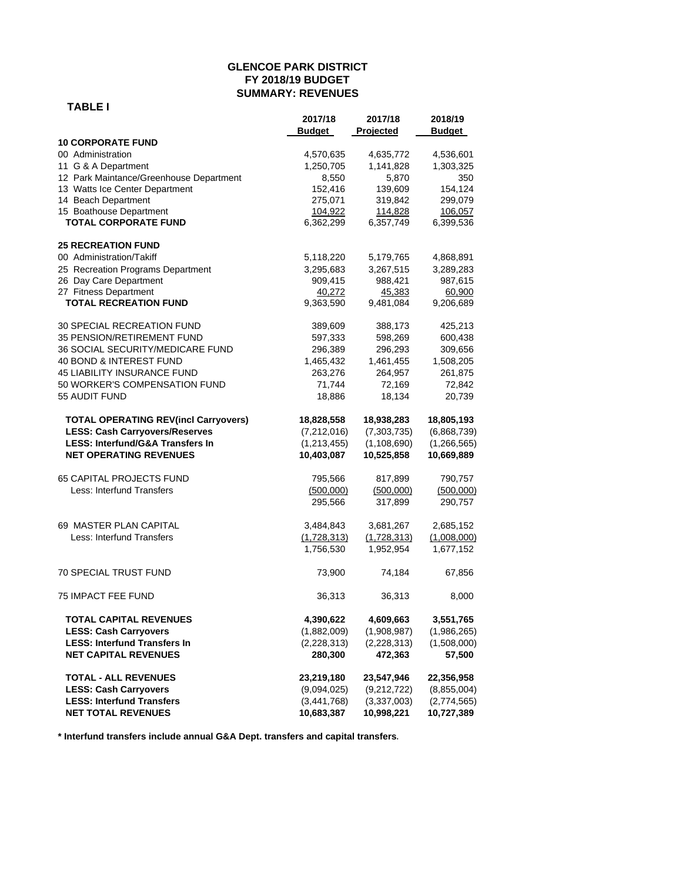# GLENCOE PARK DISTRICT
## FY 2018/19 BUDGET
## SUMMARY: REVENUES

**TABLE I**

| | 2017/18 Budget | 2017/18 Projected | 2018/19 Budget |
|---|---|---|---|
| **10 CORPORATE FUND** | | | |
| 00 Administration | 4,570,635 | 4,635,772 | 4,536,601 |
| 11 G & A Department | 1,250,705 | 1,141,828 | 1,303,325 |
| 12 Park Maintance/Greenhouse Department | 8,550 | 5,870 | 350 |
| 13 Watts Ice Center Department | 152,416 | 139,609 | 154,124 |
| 14 Beach Department | 275,071 | 319,842 | 299,079 |
| 15 Boathouse Department | 104,922 | 114,828 | 106,057 |
| **TOTAL CORPORATE FUND** | 6,362,299 | 6,357,749 | 6,399,536 |
| | | | |
| **25 RECREATION FUND** | | | |
| 00 Administration/Takiff | 5,118,220 | 5,179,765 | 4,868,891 |
| 25 Recreation Programs Department | 3,295,683 | 3,267,515 | 3,289,283 |
| 26 Day Care Department | 909,415 | 988,421 | 987,615 |
| 27 Fitness Department | 40,272 | 45,383 | 60,900 |
| **TOTAL RECREATION FUND** | 9,363,590 | 9,481,084 | 9,206,689 |
| | | | |
| 30 SPECIAL RECREATION FUND | 389,609 | 388,173 | 425,213 |
| 35 PENSION/RETIREMENT FUND | 597,333 | 598,269 | 600,438 |
| 36 SOCIAL SECURITY/MEDICARE FUND | 296,389 | 296,293 | 309,656 |
| 40 BOND & INTEREST FUND | 1,465,432 | 1,461,455 | 1,508,205 |
| 45 LIABILITY INSURANCE FUND | 263,276 | 264,957 | 261,875 |
| 50 WORKER'S COMPENSATION FUND | 71,744 | 72,169 | 72,842 |
| 55 AUDIT FUND | 18,886 | 18,134 | 20,739 |
| | | | |
| **TOTAL OPERATING REV(incl Carryovers)** | **18,828,558** | **18,938,283** | **18,805,193** |
| **LESS: Cash Carryovers/Reserves** | (7,212,016) | (7,303,735) | (6,868,739) |
| **LESS: Interfund/G&A Transfers In** | (1,213,455) | (1,108,690) | (1,266,565) |
| **NET OPERATING REVENUES** | **10,403,087** | **10,525,858** | **10,669,889** |
| | | | |
| 65 CAPITAL PROJECTS FUND | 795,566 | 817,899 | 790,757 |
| Less: Interfund Transfers | (500,000) | (500,000) | (500,000) |
| | 295,566 | 317,899 | 290,757 |
| | | | |
| 69 MASTER PLAN CAPITAL | 3,484,843 | 3,681,267 | 2,685,152 |
| Less: Interfund Transfers | (1,728,313) | (1,728,313) | (1,008,000) |
| | 1,756,530 | 1,952,954 | 1,677,152 |
| | | | |
| 70 SPECIAL TRUST FUND | 73,900 | 74,184 | 67,856 |
| | | | |
| 75 IMPACT FEE FUND | 36,313 | 36,313 | 8,000 |
| | | | |
| **TOTAL CAPITAL REVENUES** | **4,390,622** | **4,609,663** | **3,551,765** |
| **LESS: Cash Carryovers** | (1,882,009) | (1,908,987) | (1,986,265) |
| **LESS: Interfund Transfers In** | (2,228,313) | (2,228,313) | (1,508,000) |
| **NET CAPITAL REVENUES** | **280,300** | **472,363** | **57,500** |
| | | | |
| **TOTAL - ALL REVENUES** | **23,219,180** | **23,547,946** | **22,356,958** |
| **LESS: Cash Carryovers** | (9,094,025) | (9,212,722) | (8,855,004) |
| **LESS: Interfund Transfers** | (3,441,768) | (3,337,003) | (2,774,565) |
| **NET TOTAL REVENUES** | **10,683,387** | **10,998,221** | **10,727,389** |

**\* Interfund transfers include annual G&A Dept. transfers and capital transfers.**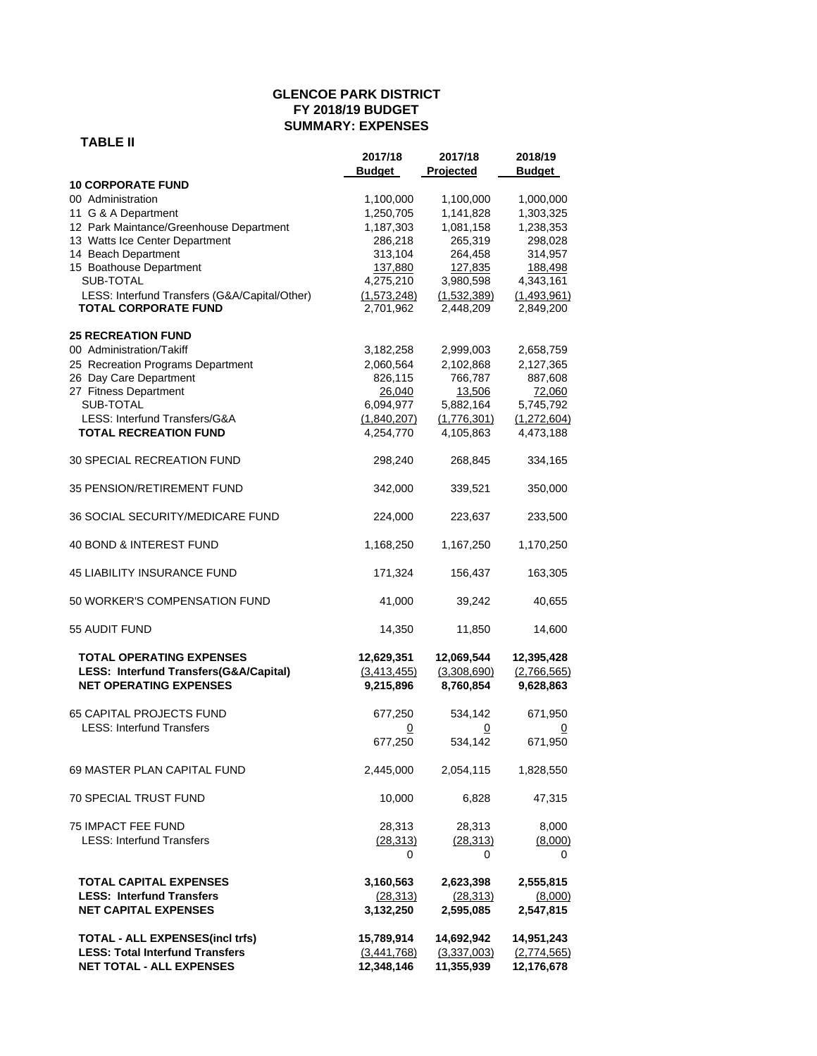# GLENCOE PARK DISTRICT
## FY 2018/19 BUDGET
## SUMMARY: EXPENSES

**TABLE II**

| | 2017/18 Budget | 2017/18 Projected | 2018/19 Budget |
|---|---|---|---|
| **10 CORPORATE FUND** | | | |
| 00 Administration | 1,100,000 | 1,100,000 | 1,000,000 |
| 11 G & A Department | 1,250,705 | 1,141,828 | 1,303,325 |
| 12 Park Maintance/Greenhouse Department | 1,187,303 | 1,081,158 | 1,238,353 |
| 13 Watts Ice Center Department | 286,218 | 265,319 | 298,028 |
| 14 Beach Department | 313,104 | 264,458 | 314,957 |
| 15 Boathouse Department | 137,880 | 127,835 | 188,498 |
| SUB-TOTAL | 4,275,210 | 3,980,598 | 4,343,161 |
| LESS: Interfund Transfers (G&A/Capital/Other) | (1,573,248) | (1,532,389) | (1,493,961) |
| **TOTAL CORPORATE FUND** | 2,701,962 | 2,448,209 | 2,849,200 |
| **25 RECREATION FUND** | | | |
| 00 Administration/Takiff | 3,182,258 | 2,999,003 | 2,658,759 |
| 25 Recreation Programs Department | 2,060,564 | 2,102,868 | 2,127,365 |
| 26 Day Care Department | 826,115 | 766,787 | 887,608 |
| 27 Fitness Department | 26,040 | 13,506 | 72,060 |
| SUB-TOTAL | 6,094,977 | 5,882,164 | 5,745,792 |
| LESS: Interfund Transfers/G&A | (1,840,207) | (1,776,301) | (1,272,604) |
| **TOTAL RECREATION FUND** | 4,254,770 | 4,105,863 | 4,473,188 |
| 30 SPECIAL RECREATION FUND | 298,240 | 268,845 | 334,165 |
| 35 PENSION/RETIREMENT FUND | 342,000 | 339,521 | 350,000 |
| 36 SOCIAL SECURITY/MEDICARE FUND | 224,000 | 223,637 | 233,500 |
| 40 BOND & INTEREST FUND | 1,168,250 | 1,167,250 | 1,170,250 |
| 45 LIABILITY INSURANCE FUND | 171,324 | 156,437 | 163,305 |
| 50 WORKER'S COMPENSATION FUND | 41,000 | 39,242 | 40,655 |
| 55 AUDIT FUND | 14,350 | 11,850 | 14,600 |
| **TOTAL OPERATING EXPENSES** | **12,629,351** | **12,069,544** | **12,395,428** |
| **LESS: Interfund Transfers(G&A/Capital)** | **(3,413,455)** | **(3,308,690)** | **(2,766,565)** |
| **NET OPERATING EXPENSES** | **9,215,896** | **8,760,854** | **9,628,863** |
| 65 CAPITAL PROJECTS FUND | 677,250 | 534,142 | 671,950 |
| LESS: Interfund Transfers | 0 | 0 | 0 |
| | 677,250 | 534,142 | 671,950 |
| 69 MASTER PLAN CAPITAL FUND | 2,445,000 | 2,054,115 | 1,828,550 |
| 70 SPECIAL TRUST FUND | 10,000 | 6,828 | 47,315 |
| 75 IMPACT FEE FUND | 28,313 | 28,313 | 8,000 |
| LESS: Interfund Transfers | (28,313) | (28,313) | (8,000) |
| | 0 | 0 | 0 |
| **TOTAL CAPITAL EXPENSES** | **3,160,563** | **2,623,398** | **2,555,815** |
| **LESS: Interfund Transfers** | **(28,313)** | **(28,313)** | **(8,000)** |
| **NET CAPITAL EXPENSES** | **3,132,250** | **2,595,085** | **2,547,815** |
| **TOTAL - ALL EXPENSES(incl trfs)** | **15,789,914** | **14,692,942** | **14,951,243** |
| **LESS: Total Interfund Transfers** | **(3,441,768)** | **(3,337,003)** | **(2,774,565)** |
| **NET TOTAL - ALL EXPENSES** | **12,348,146** | **11,355,939** | **12,176,678** |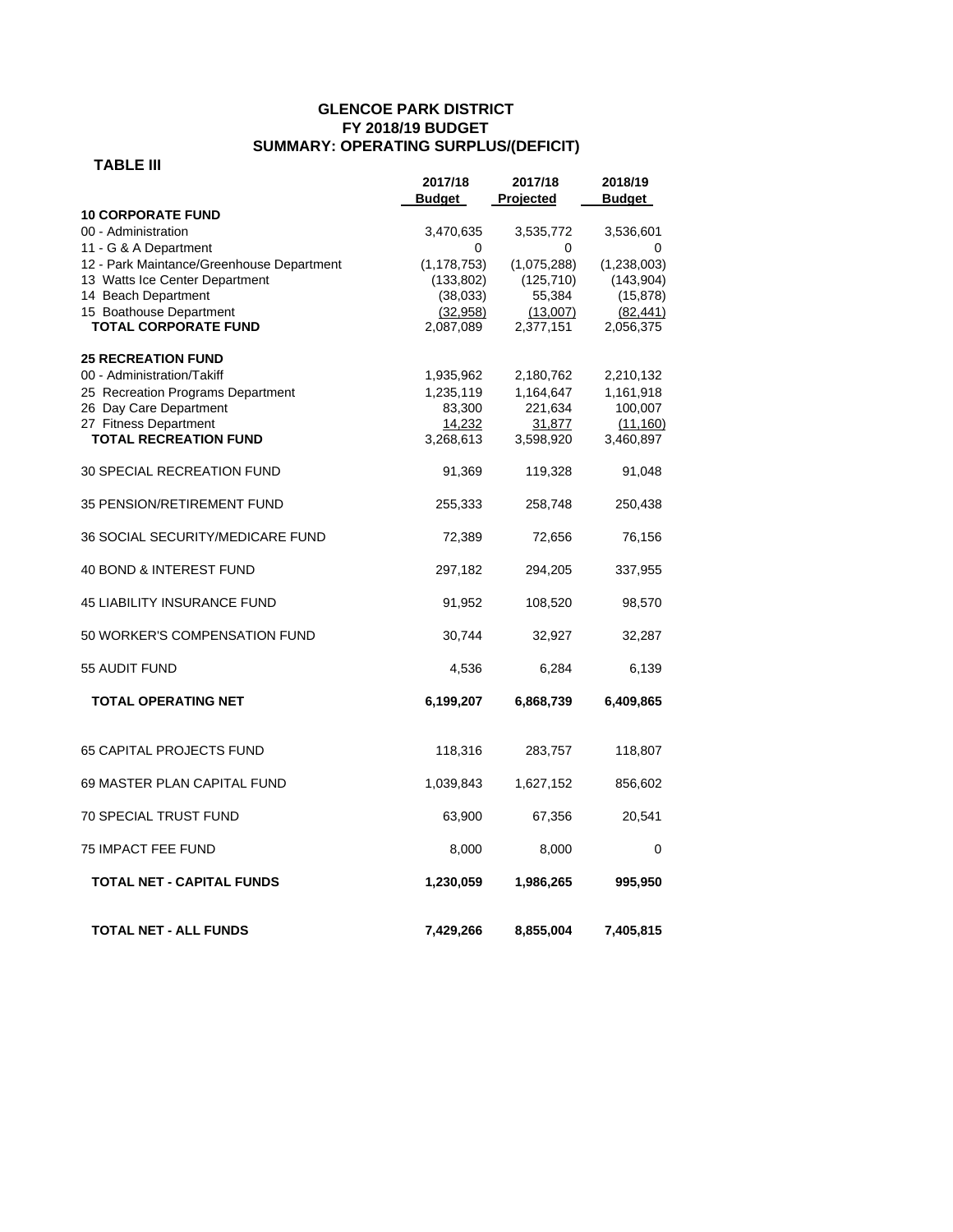# GLENCOE PARK DISTRICT
## FY 2018/19 BUDGET
## SUMMARY: OPERATING SURPLUS/(DEFICIT)

**TABLE III**

| | 2017/18 Budget | 2017/18 Projected | 2018/19 Budget |
|---|---|---|---|
| **10 CORPORATE FUND** | | | |
| 00 - Administration | 3,470,635 | 3,535,772 | 3,536,601 |
| 11 - G & A Department | 0 | 0 | 0 |
| 12 - Park Maintance/Greenhouse Department | (1,178,753) | (1,075,288) | (1,238,003) |
| 13 Watts Ice Center Department | (133,802) | (125,710) | (143,904) |
| 14 Beach Department | (38,033) | 55,384 | (15,878) |
| 15 Boathouse Department | (32,958) | (13,007) | (82,441) |
| **TOTAL CORPORATE FUND** | 2,087,089 | 2,377,151 | 2,056,375 |
| **25 RECREATION FUND** | | | |
| 00 - Administration/Takiff | 1,935,962 | 2,180,762 | 2,210,132 |
| 25 Recreation Programs Department | 1,235,119 | 1,164,647 | 1,161,918 |
| 26 Day Care Department | 83,300 | 221,634 | 100,007 |
| 27 Fitness Department | 14,232 | 31,877 | (11,160) |
| **TOTAL RECREATION FUND** | 3,268,613 | 3,598,920 | 3,460,897 |
| 30 SPECIAL RECREATION FUND | 91,369 | 119,328 | 91,048 |
| 35 PENSION/RETIREMENT FUND | 255,333 | 258,748 | 250,438 |
| 36 SOCIAL SECURITY/MEDICARE FUND | 72,389 | 72,656 | 76,156 |
| 40 BOND & INTEREST FUND | 297,182 | 294,205 | 337,955 |
| 45 LIABILITY INSURANCE FUND | 91,952 | 108,520 | 98,570 |
| 50 WORKER'S COMPENSATION FUND | 30,744 | 32,927 | 32,287 |
| 55 AUDIT FUND | 4,536 | 6,284 | 6,139 |
| **TOTAL OPERATING NET** | **6,199,207** | **6,868,739** | **6,409,865** |
| 65 CAPITAL PROJECTS FUND | 118,316 | 283,757 | 118,807 |
| 69 MASTER PLAN CAPITAL FUND | 1,039,843 | 1,627,152 | 856,602 |
| 70 SPECIAL TRUST FUND | 63,900 | 67,356 | 20,541 |
| 75 IMPACT FEE FUND | 8,000 | 8,000 | 0 |
| **TOTAL NET - CAPITAL FUNDS** | **1,230,059** | **1,986,265** | **995,950** |
| **TOTAL NET - ALL FUNDS** | **7,429,266** | **8,855,004** | **7,405,815** |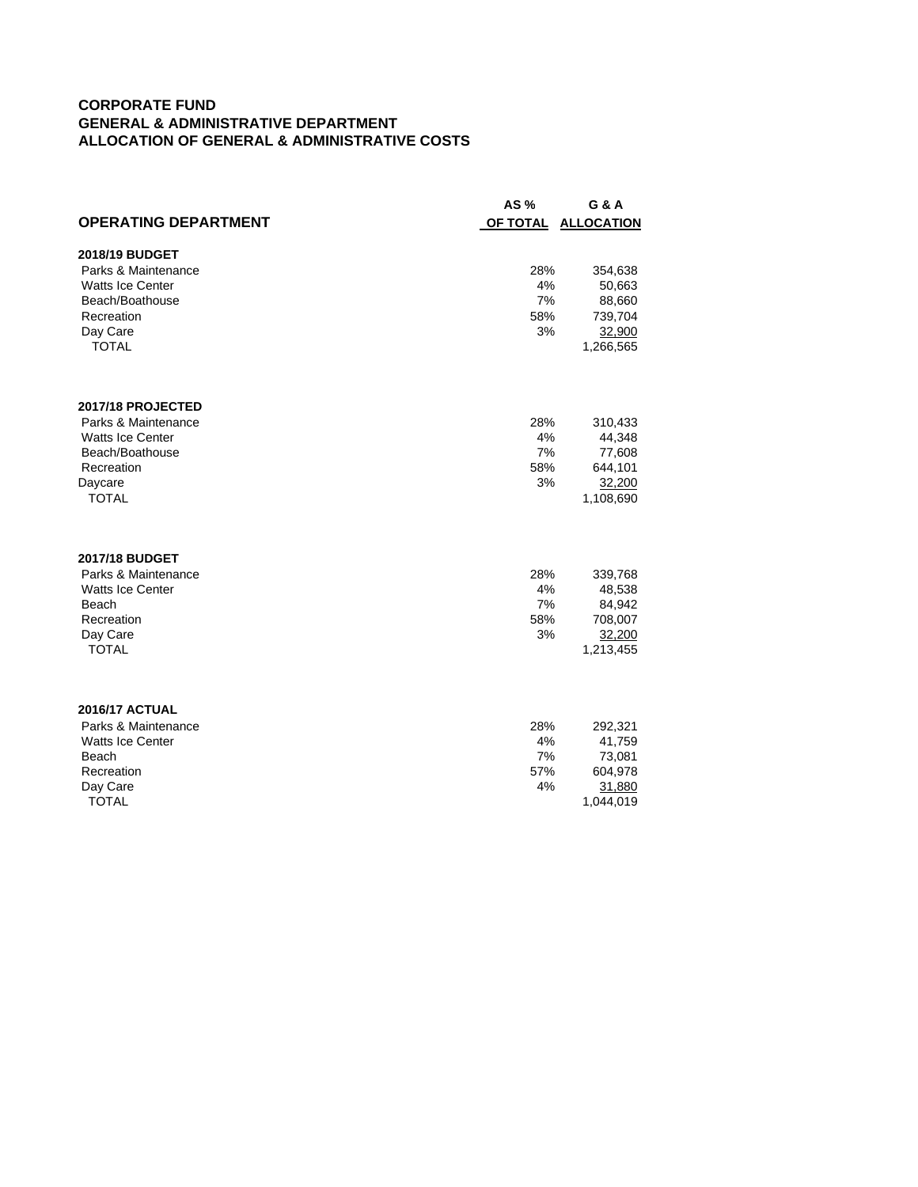**CORPORATE FUND**
**GENERAL & ADMINISTRATIVE DEPARTMENT**
**ALLOCATION OF GENERAL & ADMINISTRATIVE COSTS**

| OPERATING DEPARTMENT | AS % OF TOTAL | G & A ALLOCATION |
|---|---|---|
| **2018/19 BUDGET** | | |
| Parks & Maintenance | 28% | 354,638 |
| Watts Ice Center | 4% | 50,663 |
| Beach/Boathouse | 7% | 88,660 |
| Recreation | 58% | 739,704 |
| Day Care | 3% | 32,900 |
| TOTAL | | 1,266,565 |
| **2017/18 PROJECTED** | | |
| Parks & Maintenance | 28% | 310,433 |
| Watts Ice Center | 4% | 44,348 |
| Beach/Boathouse | 7% | 77,608 |
| Recreation | 58% | 644,101 |
| Daycare | 3% | 32,200 |
| TOTAL | | 1,108,690 |
| **2017/18 BUDGET** | | |
| Parks & Maintenance | 28% | 339,768 |
| Watts Ice Center | 4% | 48,538 |
| Beach | 7% | 84,942 |
| Recreation | 58% | 708,007 |
| Day Care | 3% | 32,200 |
| TOTAL | | 1,213,455 |
| **2016/17 ACTUAL** | | |
| Parks & Maintenance | 28% | 292,321 |
| Watts Ice Center | 4% | 41,759 |
| Beach | 7% | 73,081 |
| Recreation | 57% | 604,978 |
| Day Care | 4% | 31,880 |
| TOTAL | | 1,044,019 |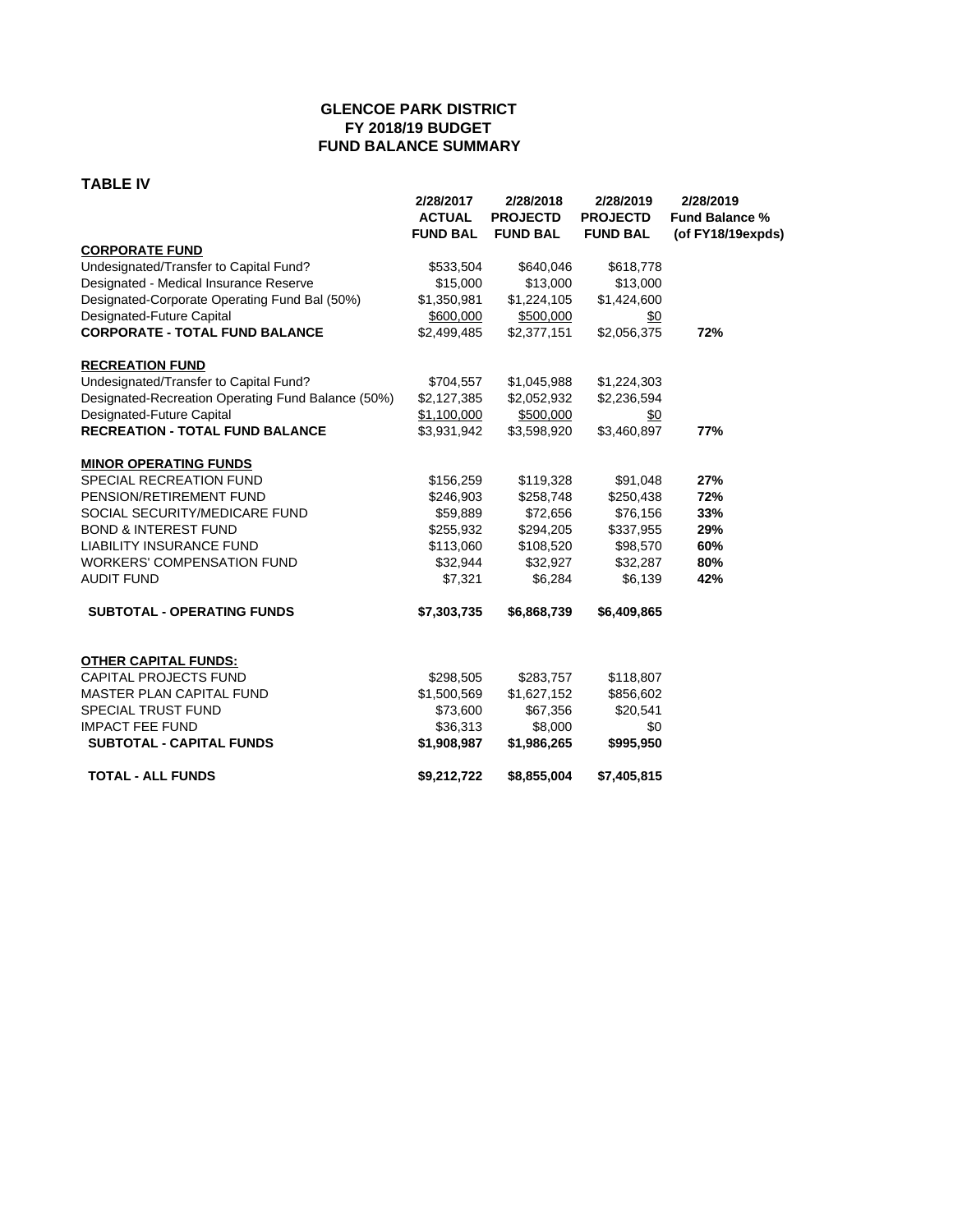# GLENCOE PARK DISTRICT
## FY 2018/19 BUDGET
## FUND BALANCE SUMMARY

### TABLE IV

| | 2/28/2017 ACTUAL FUND BAL | 2/28/2018 PROJECTD FUND BAL | 2/28/2019 PROJECTD FUND BAL | 2/28/2019 Fund Balance % (of FY18/19expds) |
|---|---|---|---|---|
| **CORPORATE FUND** | | | | |
| Undesignated/Transfer to Capital Fund? | $533,504 | $640,046 | $618,778 | |
| Designated - Medical Insurance Reserve | $15,000 | $13,000 | $13,000 | |
| Designated-Corporate Operating Fund Bal (50%) | $1,350,981 | $1,224,105 | $1,424,600 | |
| Designated-Future Capital | $600,000 | $500,000 | $0 | |
| **CORPORATE - TOTAL FUND BALANCE** | $2,499,485 | $2,377,151 | $2,056,375 | **72%** |
| **RECREATION FUND** | | | | |
| Undesignated/Transfer to Capital Fund? | $704,557 | $1,045,988 | $1,224,303 | |
| Designated-Recreation Operating Fund Balance (50%) | $2,127,385 | $2,052,932 | $2,236,594 | |
| Designated-Future Capital | $1,100,000 | $500,000 | $0 | |
| **RECREATION - TOTAL FUND BALANCE** | $3,931,942 | $3,598,920 | $3,460,897 | **77%** |
| **MINOR OPERATING FUNDS** | | | | |
| SPECIAL RECREATION FUND | $156,259 | $119,328 | $91,048 | **27%** |
| PENSION/RETIREMENT FUND | $246,903 | $258,748 | $250,438 | **72%** |
| SOCIAL SECURITY/MEDICARE FUND | $59,889 | $72,656 | $76,156 | **33%** |
| BOND & INTEREST FUND | $255,932 | $294,205 | $337,955 | **29%** |
| LIABILITY INSURANCE FUND | $113,060 | $108,520 | $98,570 | **60%** |
| WORKERS' COMPENSATION FUND | $32,944 | $32,927 | $32,287 | **80%** |
| AUDIT FUND | $7,321 | $6,284 | $6,139 | **42%** |
| **SUBTOTAL - OPERATING FUNDS** | **$7,303,735** | **$6,868,739** | **$6,409,865** | |
| **OTHER CAPITAL FUNDS:** | | | | |
| CAPITAL PROJECTS FUND | $298,505 | $283,757 | $118,807 | |
| MASTER PLAN CAPITAL FUND | $1,500,569 | $1,627,152 | $856,602 | |
| SPECIAL TRUST FUND | $73,600 | $67,356 | $20,541 | |
| IMPACT FEE FUND | $36,313 | $8,000 | $0 | |
| **SUBTOTAL - CAPITAL FUNDS** | **$1,908,987** | **$1,986,265** | **$995,950** | |
| **TOTAL - ALL FUNDS** | **$9,212,722** | **$8,855,004** | **$7,405,815** | |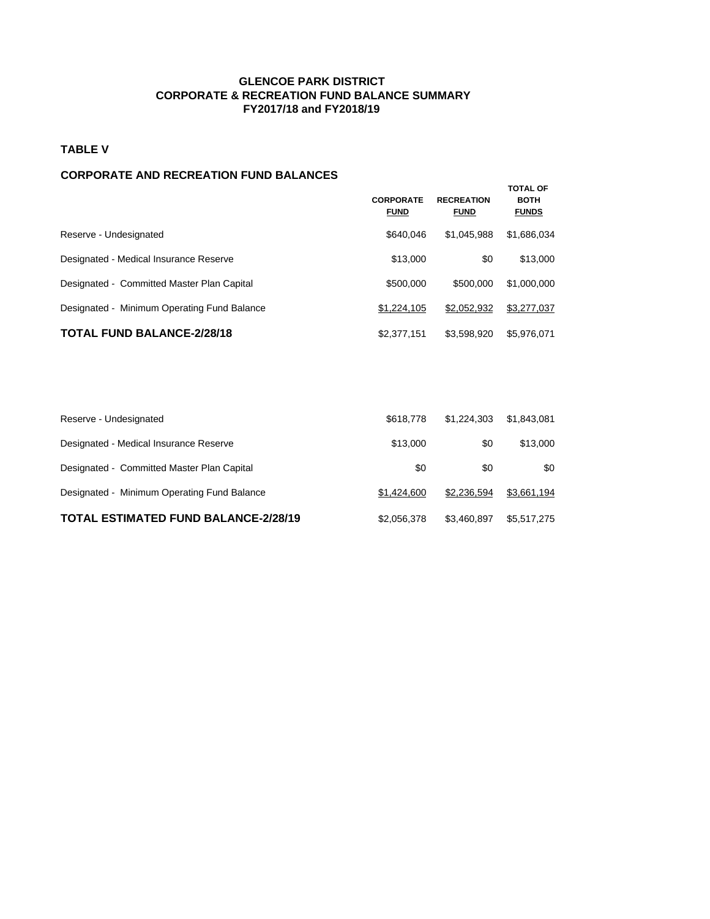# GLENCOE PARK DISTRICT
## CORPORATE & RECREATION FUND BALANCE SUMMARY
### FY2017/18 and FY2018/19

**TABLE V**

**CORPORATE AND RECREATION FUND BALANCES**

| | CORPORATE FUND | RECREATION FUND | TOTAL OF BOTH FUNDS |
|---|---|---|---|
| Reserve - Undesignated | $640,046 | $1,045,988 | $1,686,034 |
| Designated - Medical Insurance Reserve | $13,000 | $0 | $13,000 |
| Designated - Committed Master Plan Capital | $500,000 | $500,000 | $1,000,000 |
| Designated - Minimum Operating Fund Balance | $1,224,105 | $2,052,932 | $3,277,037 |
| **TOTAL FUND BALANCE-2/28/18** | $2,377,151 | $3,598,920 | $5,976,071 |
| | | | |
| Reserve - Undesignated | $618,778 | $1,224,303 | $1,843,081 |
| Designated - Medical Insurance Reserve | $13,000 | $0 | $13,000 |
| Designated - Committed Master Plan Capital | $0 | $0 | $0 |
| Designated - Minimum Operating Fund Balance | $1,424,600 | $2,236,594 | $3,661,194 |
| **TOTAL ESTIMATED FUND BALANCE-2/28/19** | $2,056,378 | $3,460,897 | $5,517,275 |